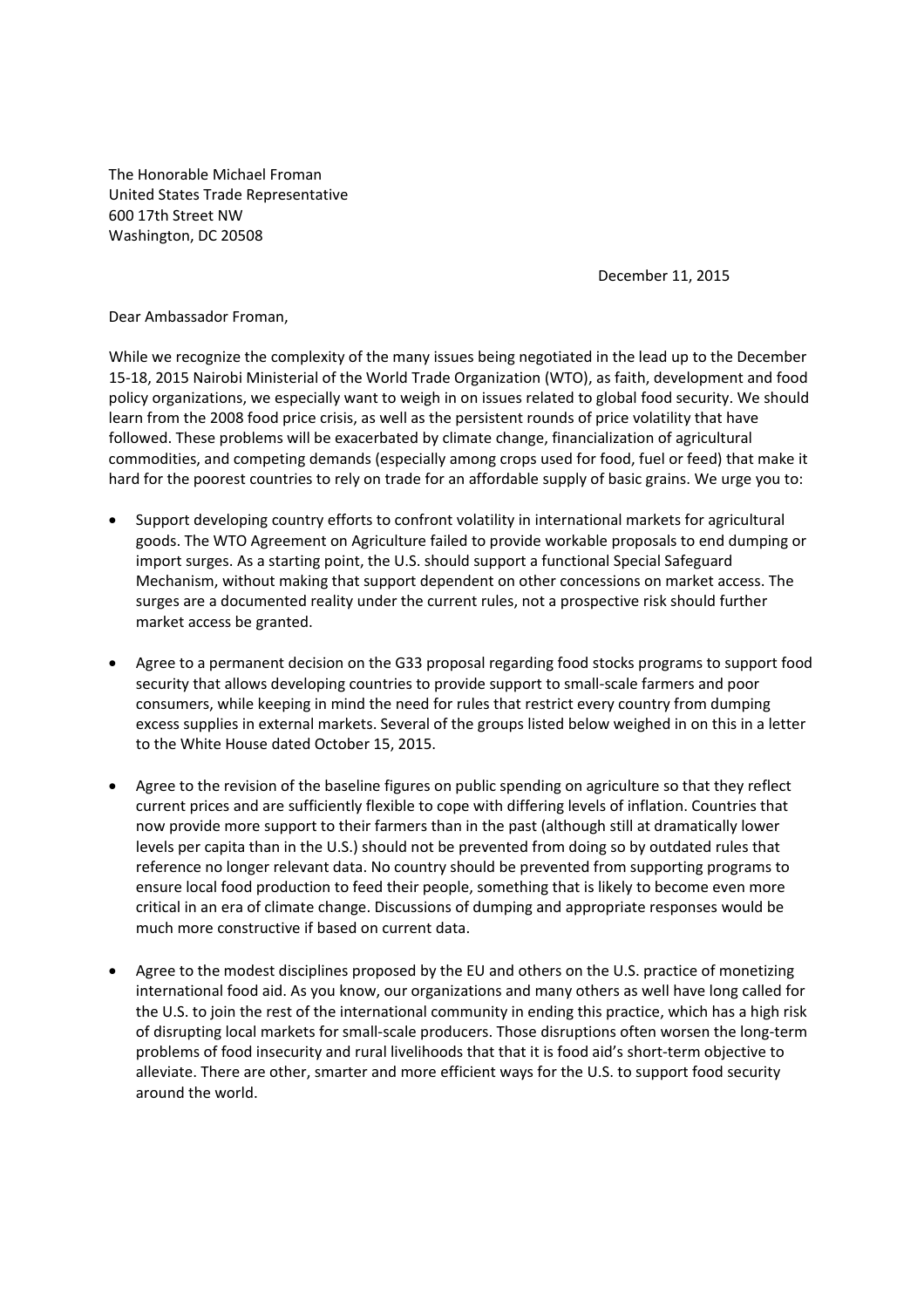The Honorable Michael Froman
United States Trade Representative
600 17th Street NW
Washington, DC 20508

December 11, 2015

Dear Ambassador Froman,

While we recognize the complexity of the many issues being negotiated in the lead up to the December 15-18, 2015 Nairobi Ministerial of the World Trade Organization (WTO), as faith, development and food policy organizations, we especially want to weigh in on issues related to global food security. We should learn from the 2008 food price crisis, as well as the persistent rounds of price volatility that have followed. These problems will be exacerbated by climate change, financialization of agricultural commodities, and competing demands (especially among crops used for food, fuel or feed) that make it hard for the poorest countries to rely on trade for an affordable supply of basic grains. We urge you to:

- Support developing country efforts to confront volatility in international markets for agricultural goods. The WTO Agreement on Agriculture failed to provide workable proposals to end dumping or import surges. As a starting point, the U.S. should support a functional Special Safeguard Mechanism, without making that support dependent on other concessions on market access. The surges are a documented reality under the current rules, not a prospective risk should further market access be granted.

- Agree to a permanent decision on the G33 proposal regarding food stocks programs to support food security that allows developing countries to provide support to small-scale farmers and poor consumers, while keeping in mind the need for rules that restrict every country from dumping excess supplies in external markets. Several of the groups listed below weighed in on this in a letter to the White House dated October 15, 2015.

- Agree to the revision of the baseline figures on public spending on agriculture so that they reflect current prices and are sufficiently flexible to cope with differing levels of inflation. Countries that now provide more support to their farmers than in the past (although still at dramatically lower levels per capita than in the U.S.) should not be prevented from doing so by outdated rules that reference no longer relevant data. No country should be prevented from supporting programs to ensure local food production to feed their people, something that is likely to become even more critical in an era of climate change. Discussions of dumping and appropriate responses would be much more constructive if based on current data.

- Agree to the modest disciplines proposed by the EU and others on the U.S. practice of monetizing international food aid. As you know, our organizations and many others as well have long called for the U.S. to join the rest of the international community in ending this practice, which has a high risk of disrupting local markets for small-scale producers. Those disruptions often worsen the long-term problems of food insecurity and rural livelihoods that that it is food aid's short-term objective to alleviate. There are other, smarter and more efficient ways for the U.S. to support food security around the world.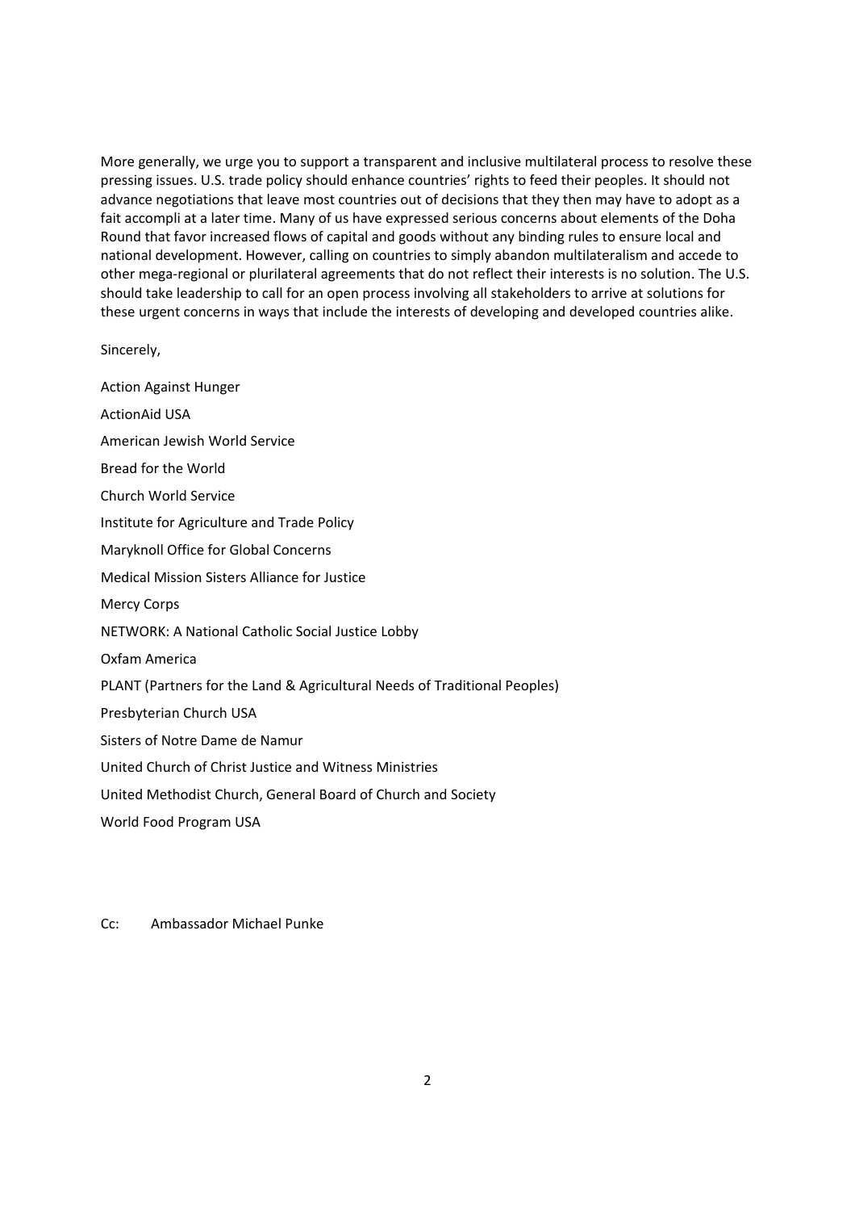More generally, we urge you to support a transparent and inclusive multilateral process to resolve these pressing issues. U.S. trade policy should enhance countries' rights to feed their peoples. It should not advance negotiations that leave most countries out of decisions that they then may have to adopt as a fait accompli at a later time. Many of us have expressed serious concerns about elements of the Doha Round that favor increased flows of capital and goods without any binding rules to ensure local and national development. However, calling on countries to simply abandon multilateralism and accede to other mega-regional or plurilateral agreements that do not reflect their interests is no solution. The U.S. should take leadership to call for an open process involving all stakeholders to arrive at solutions for these urgent concerns in ways that include the interests of developing and developed countries alike.

Sincerely,

Action Against Hunger

ActionAid USA

American Jewish World Service

Bread for the World

Church World Service

Institute for Agriculture and Trade Policy

Maryknoll Office for Global Concerns

Medical Mission Sisters Alliance for Justice

Mercy Corps

NETWORK: A National Catholic Social Justice Lobby

Oxfam America

PLANT (Partners for the Land & Agricultural Needs of Traditional Peoples)

Presbyterian Church USA

Sisters of Notre Dame de Namur

United Church of Christ Justice and Witness Ministries

United Methodist Church, General Board of Church and Society

World Food Program USA

Cc: Ambassador Michael Punke